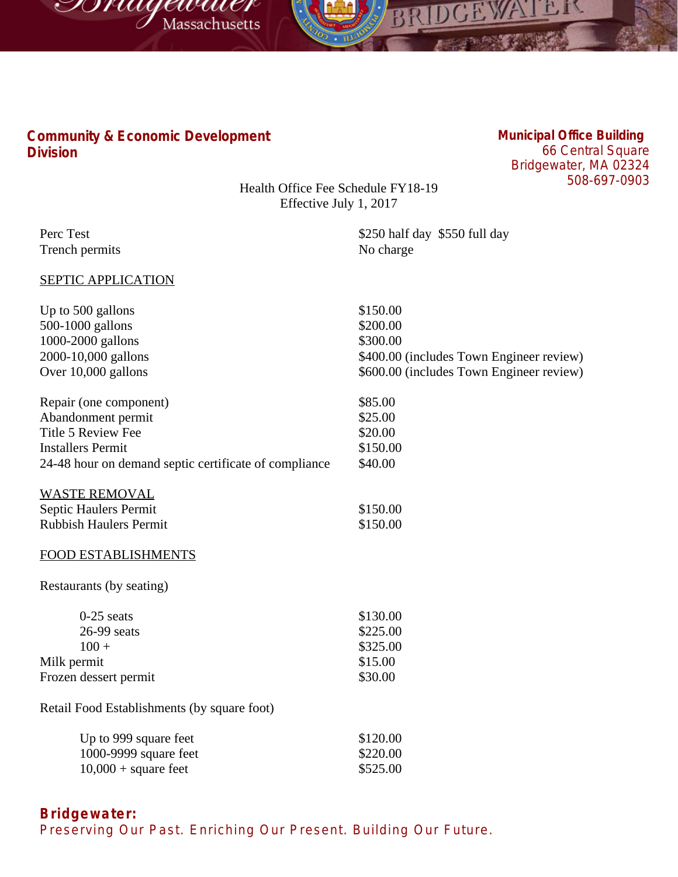**Community & Economic Development Division**

**Municipal Office Building**
66 Central Square
Bridgewater, MA 02324
508-697-0903

Health Office Fee Schedule FY18-19
Effective July 1, 2017

| | |
|---|---|
| Perc Test | $250 half day  $550 full day |
| Trench permits | No charge |

SEPTIC APPLICATION

| | |
|---|---|
| Up to 500 gallons | $150.00 |
| 500-1000 gallons | $200.00 |
| 1000-2000 gallons | $300.00 |
| 2000-10,000 gallons | $400.00 (includes Town Engineer review) |
| Over 10,000 gallons | $600.00 (includes Town Engineer review) |
| Repair (one component) | $85.00 |
| Abandonment permit | $25.00 |
| Title 5 Review Fee | $20.00 |
| Installers Permit | $150.00 |
| 24-48 hour on demand septic certificate of compliance | $40.00 |

WASTE REMOVAL

| | |
|---|---|
| Septic Haulers Permit | $150.00 |
| Rubbish Haulers Permit | $150.00 |

FOOD ESTABLISHMENTS

Restaurants (by seating)

| | |
|---|---|
| 0-25 seats | $130.00 |
| 26-99 seats | $225.00 |
| 100 + | $325.00 |
| Milk permit | $15.00 |
| Frozen dessert permit | $30.00 |

Retail Food Establishments (by square foot)

| | |
|---|---|
| Up to 999 square feet | $120.00 |
| 1000-9999 square feet | $220.00 |
| 10,000 + square feet | $525.00 |

**Bridgewater:**
Preserving Our Past. Enriching Our Present. Building Our Future.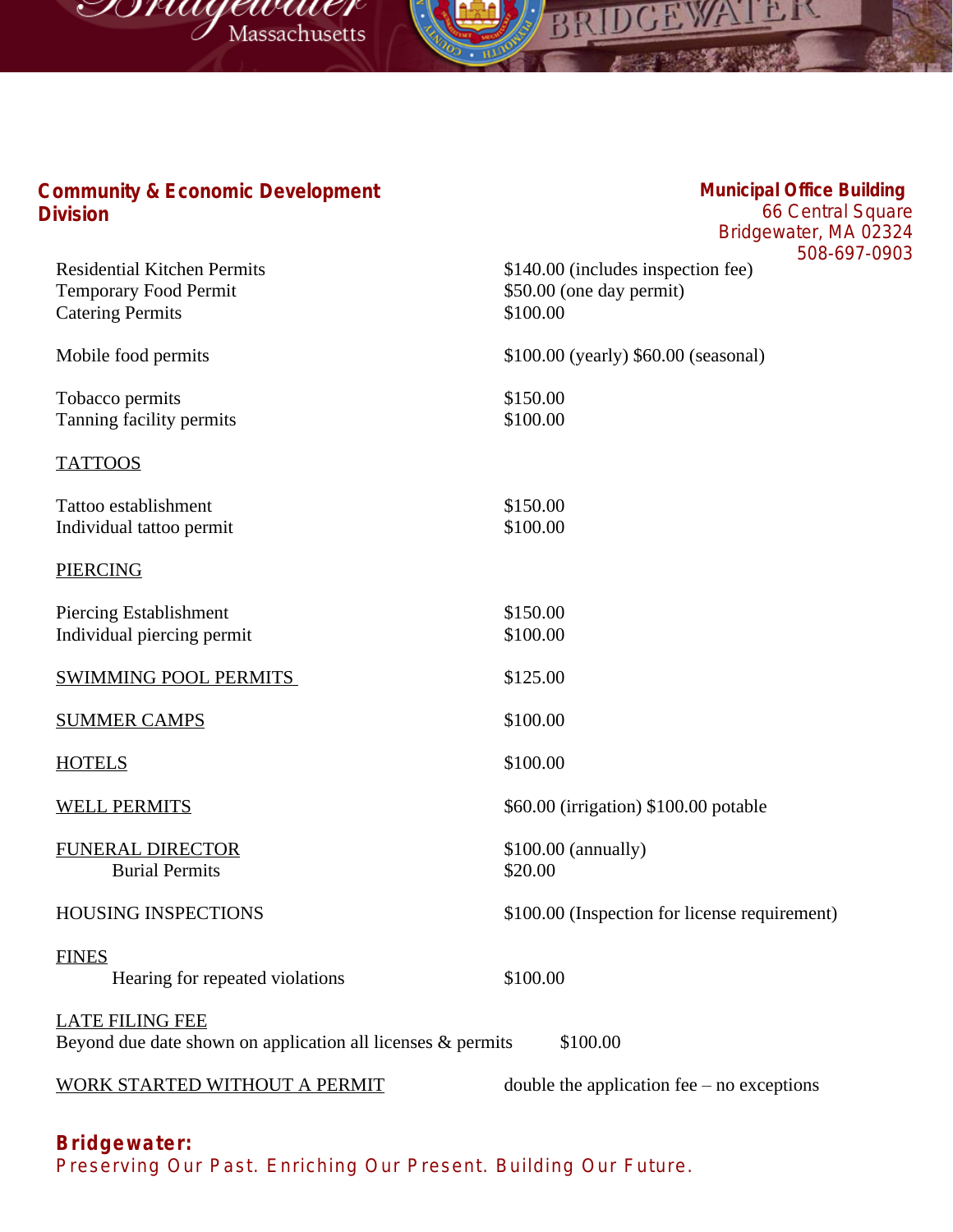**Community & Economic Development Division**

**Municipal Office Building**
66 Central Square
Bridgewater, MA 02324
508-697-0903

| | |
|---|---|
| Residential Kitchen Permits | $140.00 (includes inspection fee) |
| Temporary Food Permit | $50.00 (one day permit) |
| Catering Permits | $100.00 |
| Mobile food permits | $100.00 (yearly) $60.00 (seasonal) |
| Tobacco permits | $150.00 |
| Tanning facility permits | $100.00 |
| TATTOOS | |
| Tattoo establishment | $150.00 |
| Individual tattoo permit | $100.00 |
| PIERCING | |
| Piercing Establishment | $150.00 |
| Individual piercing permit | $100.00 |
| SWIMMING POOL PERMITS | $125.00 |
| SUMMER CAMPS | $100.00 |
| HOTELS | $100.00 |
| WELL PERMITS | $60.00 (irrigation) $100.00 potable |
| FUNERAL DIRECTOR | $100.00 (annually) |
| Burial Permits | $20.00 |
| HOUSING INSPECTIONS | $100.00 (Inspection for license requirement) |
| FINES | |
| Hearing for repeated violations | $100.00 |
| LATE FILING FEE | |
| Beyond due date shown on application all licenses & permits | $100.00 |
| WORK STARTED WITHOUT A PERMIT | double the application fee – no exceptions |

**Bridgewater:**
Preserving Our Past. Enriching Our Present. Building Our Future.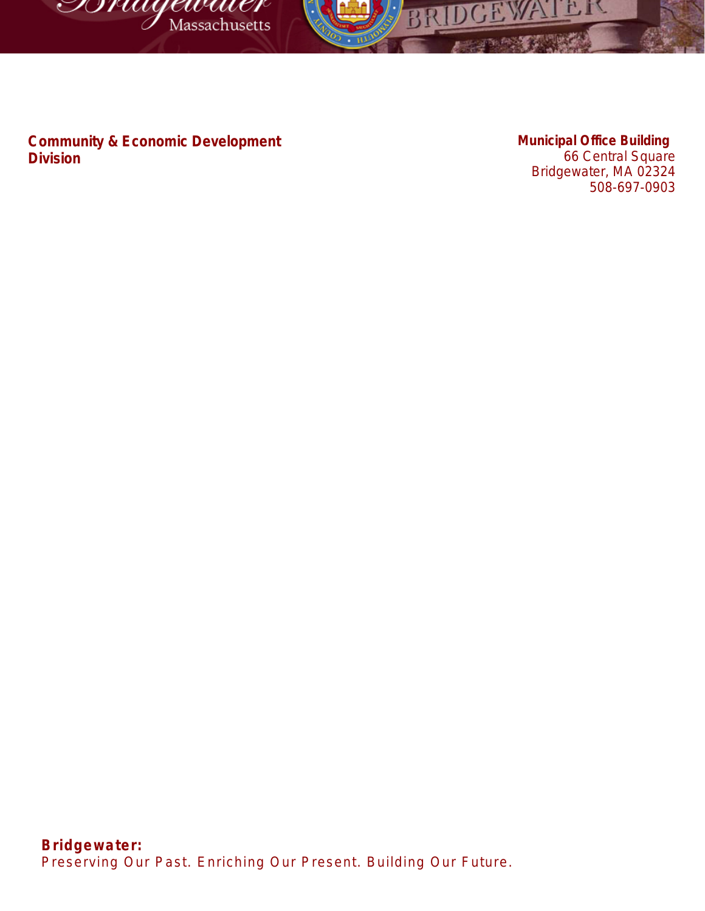**Community & Economic Development Division**

**Municipal Office Building**
66 Central Square
Bridgewater, MA 02324
508-697-0903

**Bridgewater:**
Preserving Our Past. Enriching Our Present. Building Our Future.